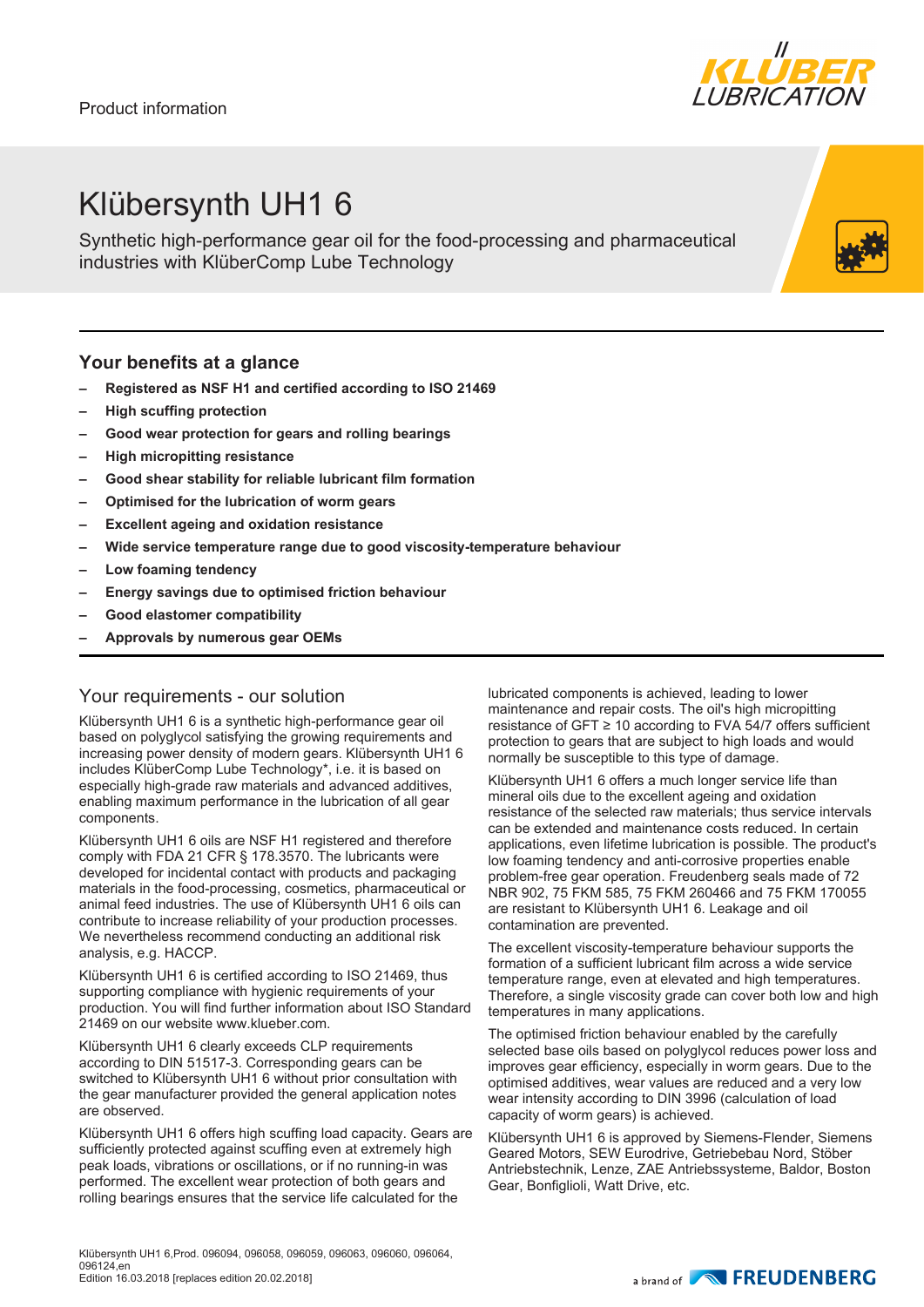Product information

# Klübersynth UH1 6

Synthetic high-performance gear oil for the food-processing and pharmaceutical industries with KlüberComp Lube Technology

## Your benefits at a glance

- **Registered as NSF H1 and certified according to ISO 21469**
- **High scuffing protection**
- **Good wear protection for gears and rolling bearings**
- **High micropitting resistance**
- **Good shear stability for reliable lubricant film formation**
- **Optimised for the lubrication of worm gears**
- **Excellent ageing and oxidation resistance**
- **Wide service temperature range due to good viscosity-temperature behaviour**
- **Low foaming tendency**
- **Energy savings due to optimised friction behaviour**
- **Good elastomer compatibility**
- **Approvals by numerous gear OEMs**

## Your requirements - our solution

Klübersynth UH1 6 is a synthetic high-performance gear oil based on polyglycol satisfying the growing requirements and increasing power density of modern gears. Klübersynth UH1 6 includes KlüberComp Lube Technology*, i.e. it is based on especially high-grade raw materials and advanced additives, enabling maximum performance in the lubrication of all gear components.

Klübersynth UH1 6 oils are NSF H1 registered and therefore comply with FDA 21 CFR § 178.3570. The lubricants were developed for incidental contact with products and packaging materials in the food-processing, cosmetics, pharmaceutical or animal feed industries. The use of Klübersynth UH1 6 oils can contribute to increase reliability of your production processes. We nevertheless recommend conducting an additional risk analysis, e.g. HACCP.

Klübersynth UH1 6 is certified according to ISO 21469, thus supporting compliance with hygienic requirements of your production. You will find further information about ISO Standard 21469 on our website www.klueber.com.

Klübersynth UH1 6 clearly exceeds CLP requirements according to DIN 51517-3. Corresponding gears can be switched to Klübersynth UH1 6 without prior consultation with the gear manufacturer provided the general application notes are observed.

Klübersynth UH1 6 offers high scuffing load capacity. Gears are sufficiently protected against scuffing even at extremely high peak loads, vibrations or oscillations, or if no running-in was performed. The excellent wear protection of both gears and rolling bearings ensures that the service life calculated for the lubricated components is achieved, leading to lower maintenance and repair costs. The oil's high micropitting resistance of GFT ≥ 10 according to FVA 54/7 offers sufficient protection to gears that are subject to high loads and would normally be susceptible to this type of damage.

Klübersynth UH1 6 offers a much longer service life than mineral oils due to the excellent ageing and oxidation resistance of the selected raw materials; thus service intervals can be extended and maintenance costs reduced. In certain applications, even lifetime lubrication is possible. The product's low foaming tendency and anti-corrosive properties enable problem-free gear operation. Freudenberg seals made of 72 NBR 902, 75 FKM 585, 75 FKM 260466 and 75 FKM 170055 are resistant to Klübersynth UH1 6. Leakage and oil contamination are prevented.

The excellent viscosity-temperature behaviour supports the formation of a sufficient lubricant film across a wide service temperature range, even at elevated and high temperatures. Therefore, a single viscosity grade can cover both low and high temperatures in many applications.

The optimised friction behaviour enabled by the carefully selected base oils based on polyglycol reduces power loss and improves gear efficiency, especially in worm gears. Due to the optimised additives, wear values are reduced and a very low wear intensity according to DIN 3996 (calculation of load capacity of worm gears) is achieved.

Klübersynth UH1 6 is approved by Siemens-Flender, Siemens Geared Motors, SEW Eurodrive, Getriebebau Nord, Stöber Antriebstechnik, Lenze, ZAE Antriebssysteme, Baldor, Boston Gear, Bonfiglioli, Watt Drive, etc.

Klübersynth UH1 6,Prod. 096094, 096058, 096059, 096063, 096060, 096064, 096124,en
Edition 16.03.2018 [replaces edition 20.02.2018]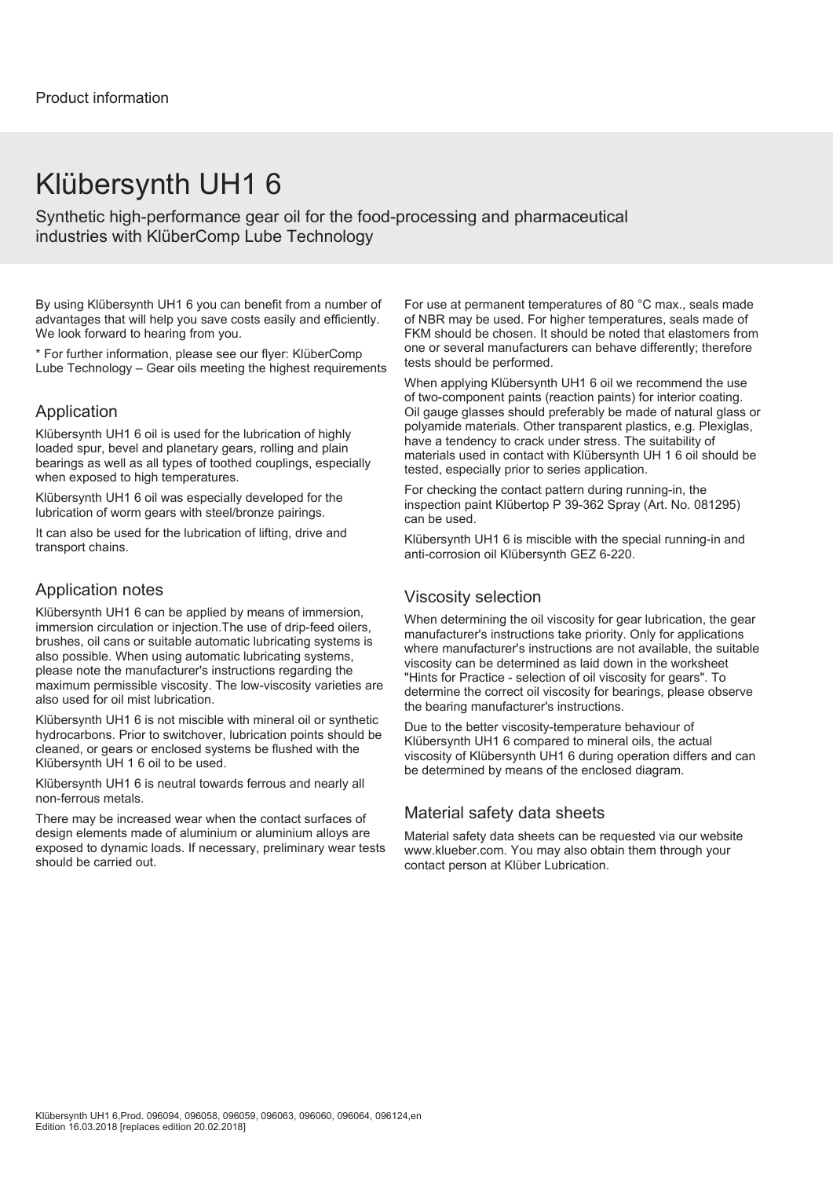Product information

# Klübersynth UH1 6

Synthetic high-performance gear oil for the food-processing and pharmaceutical industries with KlüberComp Lube Technology

By using Klübersynth UH1 6 you can benefit from a number of advantages that will help you save costs easily and efficiently. We look forward to hearing from you.

* For further information, please see our flyer: KlüberComp Lube Technology – Gear oils meeting the highest requirements

## Application

Klübersynth UH1 6 oil is used for the lubrication of highly loaded spur, bevel and planetary gears, rolling and plain bearings as well as all types of toothed couplings, especially when exposed to high temperatures.

Klübersynth UH1 6 oil was especially developed for the lubrication of worm gears with steel/bronze pairings.

It can also be used for the lubrication of lifting, drive and transport chains.

## Application notes

Klübersynth UH1 6 can be applied by means of immersion, immersion circulation or injection.The use of drip-feed oilers, brushes, oil cans or suitable automatic lubricating systems is also possible. When using automatic lubricating systems, please note the manufacturer's instructions regarding the maximum permissible viscosity. The low-viscosity varieties are also used for oil mist lubrication.

Klübersynth UH1 6 is not miscible with mineral oil or synthetic hydrocarbons. Prior to switchover, lubrication points should be cleaned, or gears or enclosed systems be flushed with the Klübersynth UH 1 6 oil to be used.

Klübersynth UH1 6 is neutral towards ferrous and nearly all non-ferrous metals.

There may be increased wear when the contact surfaces of design elements made of aluminium or aluminium alloys are exposed to dynamic loads. If necessary, preliminary wear tests should be carried out.

For use at permanent temperatures of 80 °C max., seals made of NBR may be used. For higher temperatures, seals made of FKM should be chosen. It should be noted that elastomers from one or several manufacturers can behave differently; therefore tests should be performed.

When applying Klübersynth UH1 6 oil we recommend the use of two-component paints (reaction paints) for interior coating. Oil gauge glasses should preferably be made of natural glass or polyamide materials. Other transparent plastics, e.g. Plexiglas, have a tendency to crack under stress. The suitability of materials used in contact with Klübersynth UH 1 6 oil should be tested, especially prior to series application.

For checking the contact pattern during running-in, the inspection paint Klübertop P 39-362 Spray (Art. No. 081295) can be used.

Klübersynth UH1 6 is miscible with the special running-in and anti-corrosion oil Klübersynth GEZ 6-220.

## Viscosity selection

When determining the oil viscosity for gear lubrication, the gear manufacturer's instructions take priority. Only for applications where manufacturer's instructions are not available, the suitable viscosity can be determined as laid down in the worksheet "Hints for Practice - selection of oil viscosity for gears". To determine the correct oil viscosity for bearings, please observe the bearing manufacturer's instructions.

Due to the better viscosity-temperature behaviour of Klübersynth UH1 6 compared to mineral oils, the actual viscosity of Klübersynth UH1 6 during operation differs and can be determined by means of the enclosed diagram.

## Material safety data sheets

Material safety data sheets can be requested via our website www.klueber.com. You may also obtain them through your contact person at Klüber Lubrication.

Klübersynth UH1 6,Prod. 096094, 096058, 096059, 096063, 096060, 096064, 096124,en
Edition 16.03.2018 [replaces edition 20.02.2018]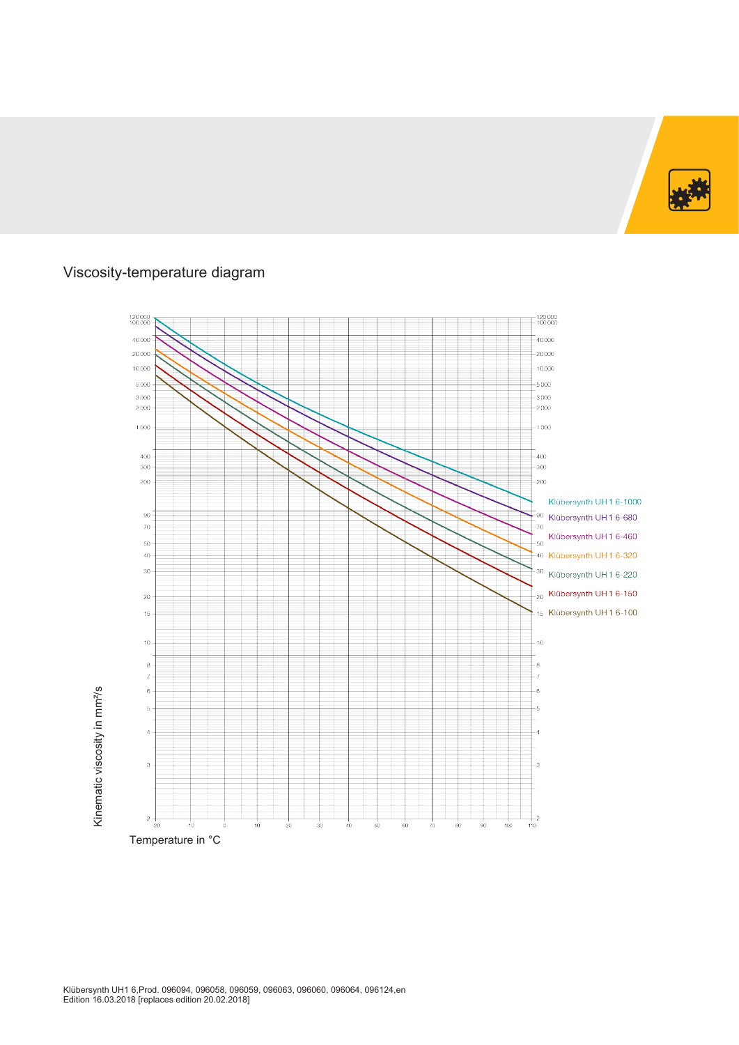## Viscosity-temperature diagram

Kinematic viscosity in mm²/s

Temperature in °C

Klübersynth UH1 6-1000

Klübersynth UH1 6-680

Klübersynth UH1 6-460

Klübersynth UH1 6-320

Klübersynth UH1 6-220

Klübersynth UH1 6-150

Klübersynth UH1 6-100

Klübersynth UH1 6,Prod. 096094, 096058, 096059, 096063, 096060, 096064, 096124,en
Edition 16.03.2018 [replaces edition 20.02.2018]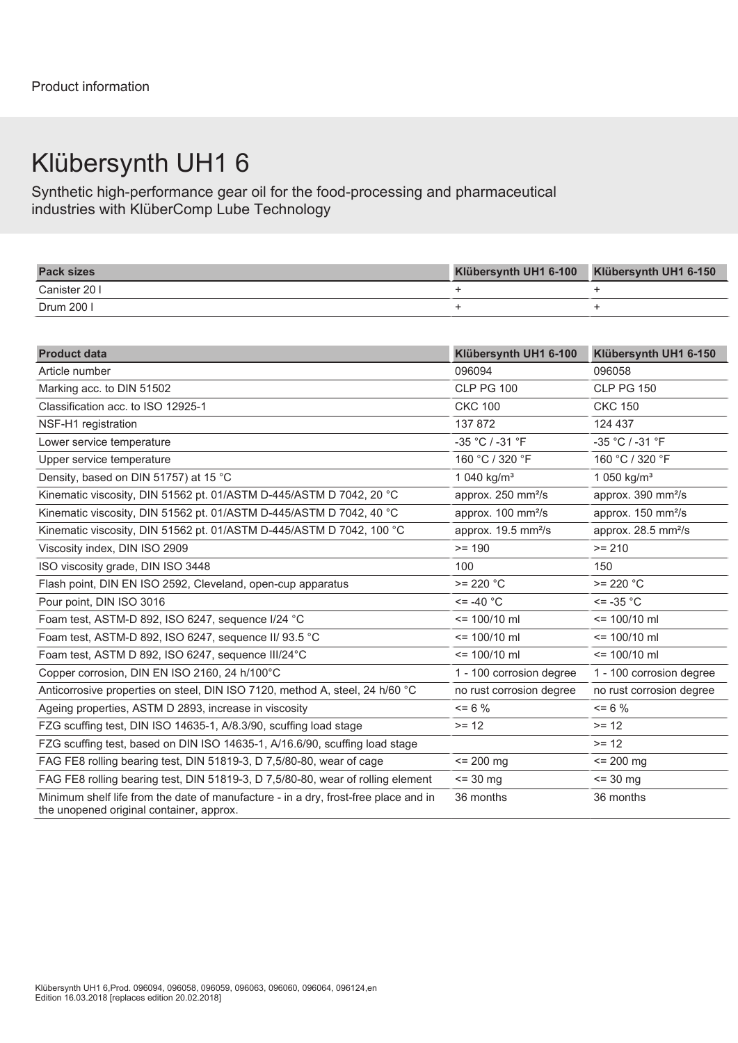Product information

# Klübersynth UH1 6

Synthetic high-performance gear oil for the food-processing and pharmaceutical industries with KlüberComp Lube Technology

| Pack sizes | Klübersynth UH1 6-100 | Klübersynth UH1 6-150 |
|---|---|---|
| Canister 20 l | + | + |
| Drum 200 l | + | + |

| Product data | Klübersynth UH1 6-100 | Klübersynth UH1 6-150 |
|---|---|---|
| Article number | 096094 | 096058 |
| Marking acc. to DIN 51502 | CLP PG 100 | CLP PG 150 |
| Classification acc. to ISO 12925-1 | CKC 100 | CKC 150 |
| NSF-H1 registration | 137 872 | 124 437 |
| Lower service temperature | -35 °C / -31 °F | -35 °C / -31 °F |
| Upper service temperature | 160 °C / 320 °F | 160 °C / 320 °F |
| Density, based on DIN 51757) at 15 °C | 1 040 kg/m³ | 1 050 kg/m³ |
| Kinematic viscosity, DIN 51562 pt. 01/ASTM D-445/ASTM D 7042, 20 °C | approx. 250 mm²/s | approx. 390 mm²/s |
| Kinematic viscosity, DIN 51562 pt. 01/ASTM D-445/ASTM D 7042, 40 °C | approx. 100 mm²/s | approx. 150 mm²/s |
| Kinematic viscosity, DIN 51562 pt. 01/ASTM D-445/ASTM D 7042, 100 °C | approx. 19.5 mm²/s | approx. 28.5 mm²/s |
| Viscosity index, DIN ISO 2909 | >= 190 | >= 210 |
| ISO viscosity grade, DIN ISO 3448 | 100 | 150 |
| Flash point, DIN EN ISO 2592, Cleveland, open-cup apparatus | >= 220 °C | >= 220 °C |
| Pour point, DIN ISO 3016 | <= -40 °C | <= -35 °C |
| Foam test, ASTM-D 892, ISO 6247, sequence I/24 °C | <= 100/10 ml | <= 100/10 ml |
| Foam test, ASTM-D 892, ISO 6247, sequence II/ 93.5 °C | <= 100/10 ml | <= 100/10 ml |
| Foam test, ASTM D 892, ISO 6247, sequence III/24°C | <= 100/10 ml | <= 100/10 ml |
| Copper corrosion, DIN EN ISO 2160, 24 h/100°C | 1 - 100 corrosion degree | 1 - 100 corrosion degree |
| Anticorrosive properties on steel, DIN ISO 7120, method A, steel, 24 h/60 °C | no rust corrosion degree | no rust corrosion degree |
| Ageing properties, ASTM D 2893, increase in viscosity | <= 6 % | <= 6 % |
| FZG scuffing test, DIN ISO 14635-1, A/8.3/90, scuffing load stage | >= 12 | >= 12 |
| FZG scuffing test, based on DIN ISO 14635-1, A/16.6/90, scuffing load stage | | >= 12 |
| FAG FE8 rolling bearing test, DIN 51819-3, D 7,5/80-80, wear of cage | <= 200 mg | <= 200 mg |
| FAG FE8 rolling bearing test, DIN 51819-3, D 7,5/80-80, wear of rolling element | <= 30 mg | <= 30 mg |
| Minimum shelf life from the date of manufacture - in a dry, frost-free place and in the unopened original container, approx. | 36 months | 36 months |

Klübersynth UH1 6,Prod. 096094, 096058, 096059, 096063, 096060, 096064, 096124,en
Edition 16.03.2018 [replaces edition 20.02.2018]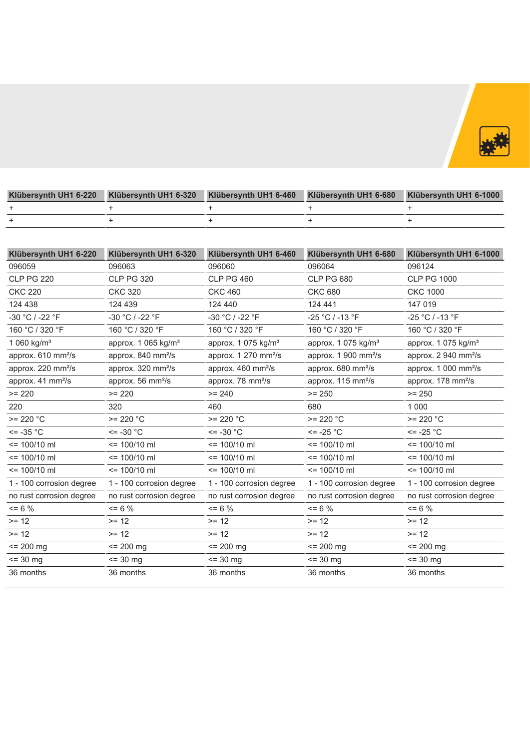| Klübersynth UH1 6-220 | Klübersynth UH1 6-320 | Klübersynth UH1 6-460 | Klübersynth UH1 6-680 | Klübersynth UH1 6-1000 |
|---|---|---|---|---|
| + | + | + | + | + |
| + | + | + | + | + |

| Klübersynth UH1 6-220 | Klübersynth UH1 6-320 | Klübersynth UH1 6-460 | Klübersynth UH1 6-680 | Klübersynth UH1 6-1000 |
|---|---|---|---|---|
| 096059 | 096063 | 096060 | 096064 | 096124 |
| CLP PG 220 | CLP PG 320 | CLP PG 460 | CLP PG 680 | CLP PG 1000 |
| CKC 220 | CKC 320 | CKC 460 | CKC 680 | CKC 1000 |
| 124 438 | 124 439 | 124 440 | 124 441 | 147 019 |
| -30 °C / -22 °F | -30 °C / -22 °F | -30 °C / -22 °F | -25 °C / -13 °F | -25 °C / -13 °F |
| 160 °C / 320 °F | 160 °C / 320 °F | 160 °C / 320 °F | 160 °C / 320 °F | 160 °C / 320 °F |
| 1 060 kg/m³ | approx. 1 065 kg/m³ | approx. 1 075 kg/m³ | approx. 1 075 kg/m³ | approx. 1 075 kg/m³ |
| approx. 610 mm²/s | approx. 840 mm²/s | approx. 1 270 mm²/s | approx. 1 900 mm²/s | approx. 2 940 mm²/s |
| approx. 220 mm²/s | approx. 320 mm²/s | approx. 460 mm²/s | approx. 680 mm²/s | approx. 1 000 mm²/s |
| approx. 41 mm²/s | approx. 56 mm²/s | approx. 78 mm²/s | approx. 115 mm²/s | approx. 178 mm²/s |
| >= 220 | >= 220 | >= 240 | >= 250 | >= 250 |
| 220 | 320 | 460 | 680 | 1 000 |
| >= 220 °C | >= 220 °C | >= 220 °C | >= 220 °C | >= 220 °C |
| <= -35 °C | <= -30 °C | <= -30 °C | <= -25 °C | <= -25 °C |
| <= 100/10 ml | <= 100/10 ml | <= 100/10 ml | <= 100/10 ml | <= 100/10 ml |
| <= 100/10 ml | <= 100/10 ml | <= 100/10 ml | <= 100/10 ml | <= 100/10 ml |
| <= 100/10 ml | <= 100/10 ml | <= 100/10 ml | <= 100/10 ml | <= 100/10 ml |
| 1 - 100 corrosion degree | 1 - 100 corrosion degree | 1 - 100 corrosion degree | 1 - 100 corrosion degree | 1 - 100 corrosion degree |
| no rust corrosion degree | no rust corrosion degree | no rust corrosion degree | no rust corrosion degree | no rust corrosion degree |
| <= 6 % | <= 6 % | <= 6 % | <= 6 % | <= 6 % |
| >= 12 | >= 12 | >= 12 | >= 12 | >= 12 |
| >= 12 | >= 12 | >= 12 | >= 12 | >= 12 |
| <= 200 mg | <= 200 mg | <= 200 mg | <= 200 mg | <= 200 mg |
| <= 30 mg | <= 30 mg | <= 30 mg | <= 30 mg | <= 30 mg |
| 36 months | 36 months | 36 months | 36 months | 36 months |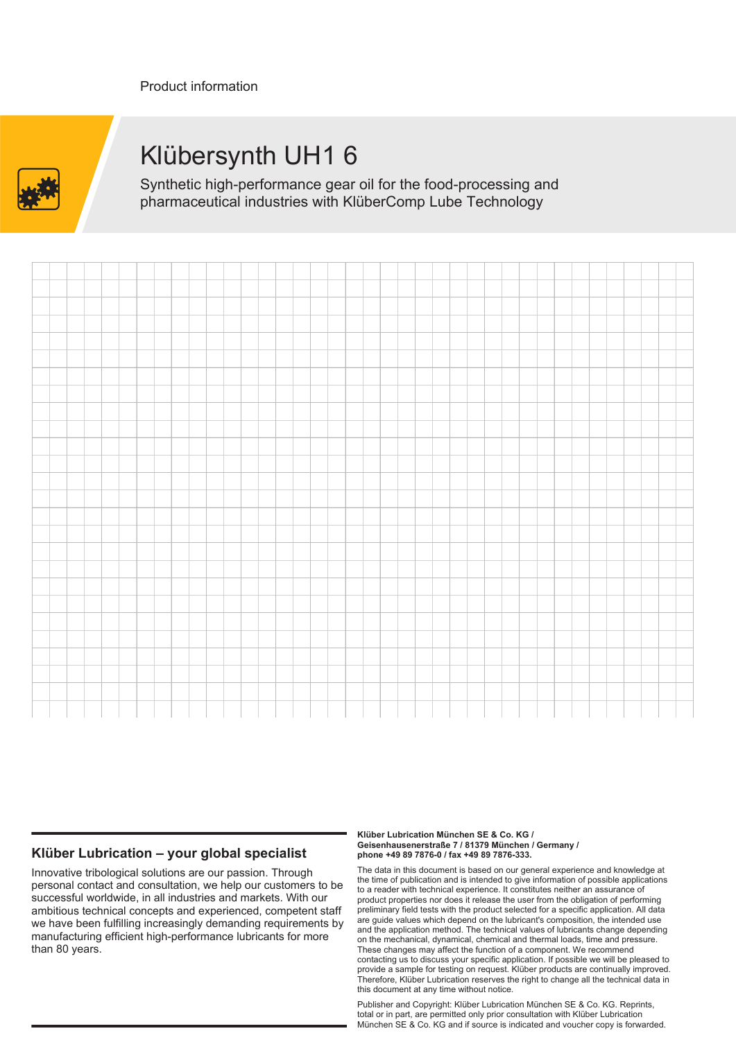Product information

# Klübersynth UH1 6

Synthetic high-performance gear oil for the food-processing and pharmaceutical industries with KlüberComp Lube Technology

## Klüber Lubrication – your global specialist

Innovative tribological solutions are our passion. Through personal contact and consultation, we help our customers to be successful worldwide, in all industries and markets. With our ambitious technical concepts and experienced, competent staff we have been fulfilling increasingly demanding requirements by manufacturing efficient high-performance lubricants for more than 80 years.

**Klüber Lubrication München SE & Co. KG / Geisenhausenerstraße 7 / 81379 München / Germany / phone +49 89 7876-0 / fax +49 89 7876-333.**

The data in this document is based on our general experience and knowledge at the time of publication and is intended to give information of possible applications to a reader with technical experience. It constitutes neither an assurance of product properties nor does it release the user from the obligation of performing preliminary field tests with the product selected for a specific application. All data are guide values which depend on the lubricant's composition, the intended use and the application method. The technical values of lubricants change depending on the mechanical, dynamical, chemical and thermal loads, time and pressure. These changes may affect the function of a component. We recommend contacting us to discuss your specific application. If possible we will be pleased to provide a sample for testing on request. Klüber products are continually improved. Therefore, Klüber Lubrication reserves the right to change all the technical data in this document at any time without notice.

Publisher and Copyright: Klüber Lubrication München SE & Co. KG. Reprints, total or in part, are permitted only prior consultation with Klüber Lubrication München SE & Co. KG and if source is indicated and voucher copy is forwarded.